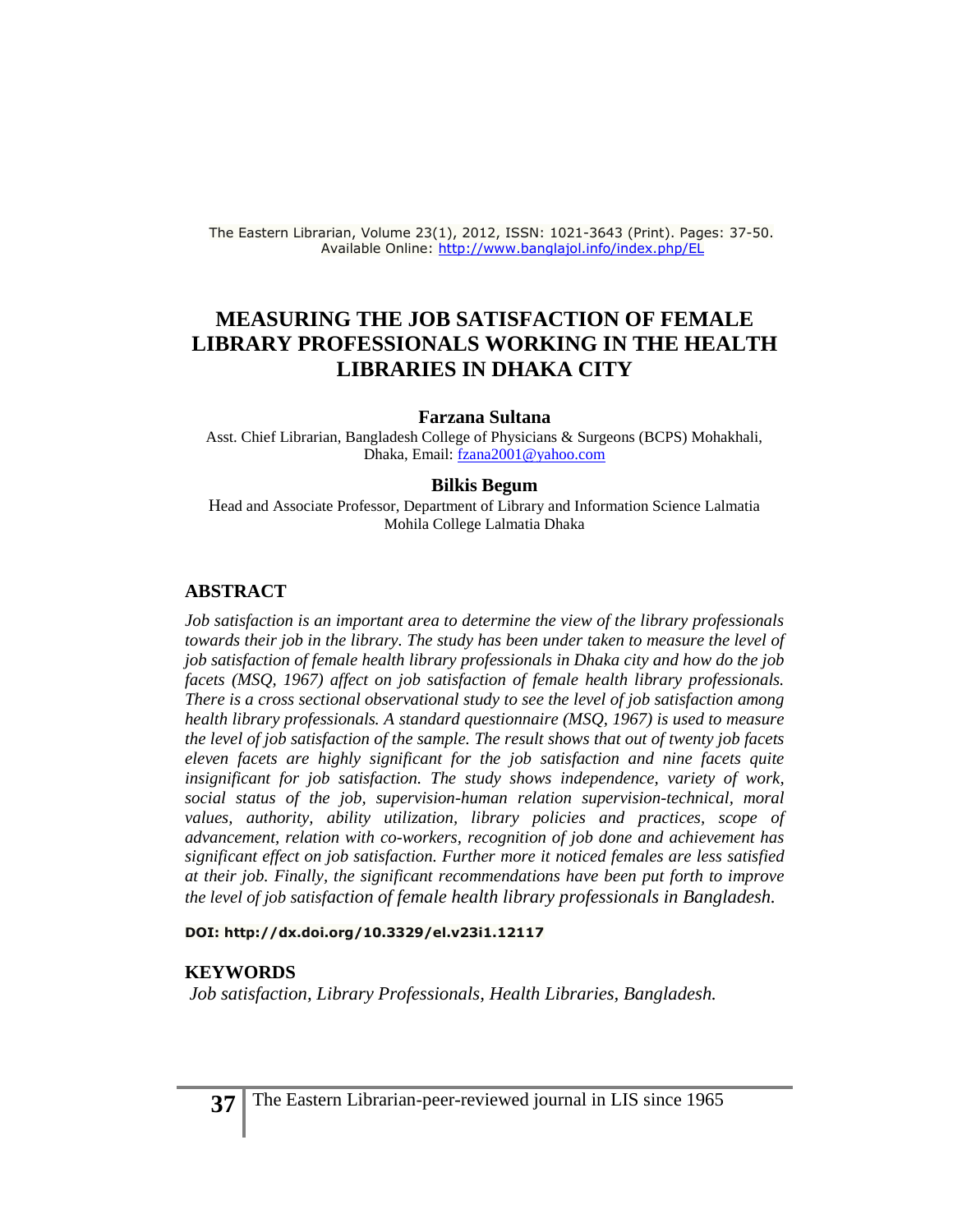# MEASURING THE JOB SATISFACTION OF FEMALE LIBRARY PROFESSIONALS WORKING IN THE HEALTH LIBRARIES IN DHAKA CITY

**Farzana Sultana**

Asst. Chief Librarian, Bangladesh College of Physicians & Surgeons (BCPS) Mohakhali, Dhaka, Email: fzana2001@yahoo.com

**Bilkis Begum**

Head and Associate Professor, Department of Library and Information Science Lalmatia Mohila College Lalmatia Dhaka

## ABSTRACT

*Job satisfaction is an important area to determine the view of the library professionals towards their job in the library. The study has been under taken to measure the level of job satisfaction of female health library professionals in Dhaka city and how do the job facets (MSQ, 1967) affect on job satisfaction of female health library professionals. There is a cross sectional observational study to see the level of job satisfaction among health library professionals. A standard questionnaire (MSQ, 1967) is used to measure the level of job satisfaction of the sample. The result shows that out of twenty job facets eleven facets are highly significant for the job satisfaction and nine facets quite insignificant for job satisfaction. The study shows independence, variety of work, social status of the job, supervision-human relation supervision-technical, moral values, authority, ability utilization, library policies and practices, scope of advancement, relation with co-workers, recognition of job done and achievement has significant effect on job satisfaction. Further more it noticed females are less satisfied at their job. Finally, the significant recommendations have been put forth to improve the level of job satisfaction of female health library professionals in Bangladesh.*

**DOI: http://dx.doi.org/10.3329/el.v23i1.12117**

## KEYWORDS

*Job satisfaction, Library Professionals, Health Libraries, Bangladesh.*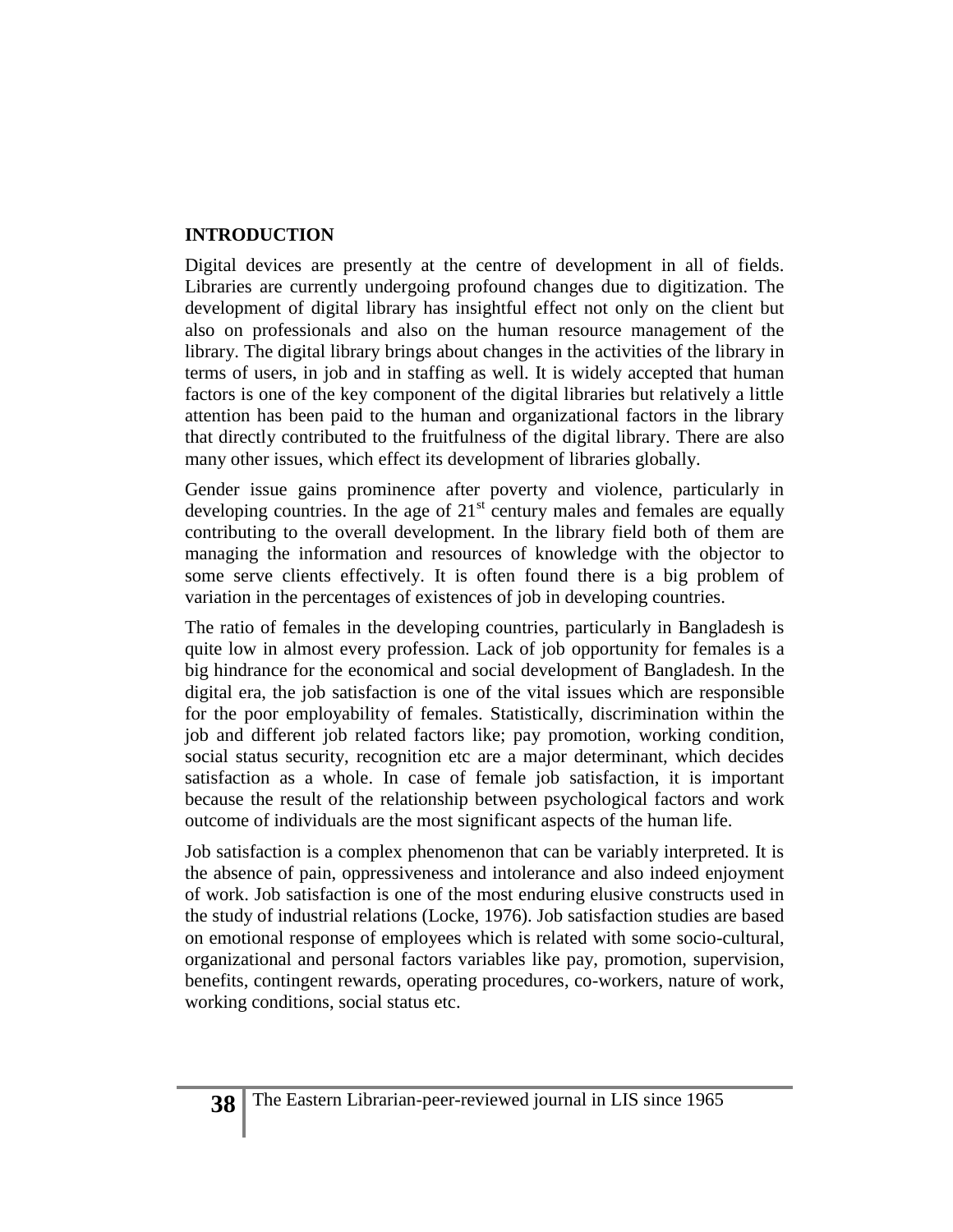## INTRODUCTION

Digital devices are presently at the centre of development in all of fields. Libraries are currently undergoing profound changes due to digitization. The development of digital library has insightful effect not only on the client but also on professionals and also on the human resource management of the library. The digital library brings about changes in the activities of the library in terms of users, in job and in staffing as well. It is widely accepted that human factors is one of the key component of the digital libraries but relatively a little attention has been paid to the human and organizational factors in the library that directly contributed to the fruitfulness of the digital library. There are also many other issues, which effect its development of libraries globally.

Gender issue gains prominence after poverty and violence, particularly in developing countries. In the age of 21st century males and females are equally contributing to the overall development. In the library field both of them are managing the information and resources of knowledge with the objector to some serve clients effectively. It is often found there is a big problem of variation in the percentages of existences of job in developing countries.

The ratio of females in the developing countries, particularly in Bangladesh is quite low in almost every profession. Lack of job opportunity for females is a big hindrance for the economical and social development of Bangladesh. In the digital era, the job satisfaction is one of the vital issues which are responsible for the poor employability of females. Statistically, discrimination within the job and different job related factors like; pay promotion, working condition, social status security, recognition etc are a major determinant, which decides satisfaction as a whole. In case of female job satisfaction, it is important because the result of the relationship between psychological factors and work outcome of individuals are the most significant aspects of the human life.

Job satisfaction is a complex phenomenon that can be variably interpreted. It is the absence of pain, oppressiveness and intolerance and also indeed enjoyment of work. Job satisfaction is one of the most enduring elusive constructs used in the study of industrial relations (Locke, 1976). Job satisfaction studies are based on emotional response of employees which is related with some socio-cultural, organizational and personal factors variables like pay, promotion, supervision, benefits, contingent rewards, operating procedures, co-workers, nature of work, working conditions, social status etc.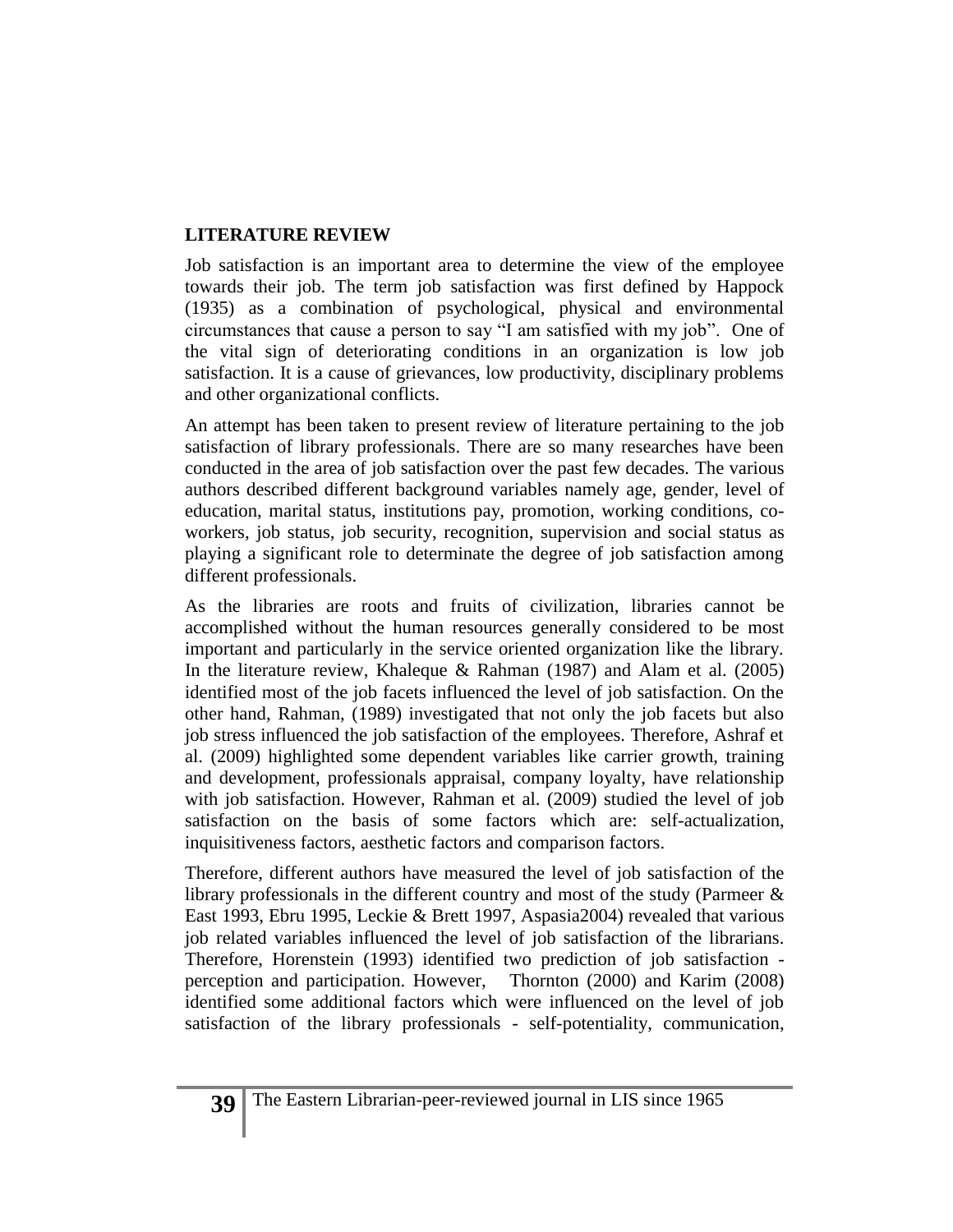## LITERATURE REVIEW

Job satisfaction is an important area to determine the view of the employee towards their job. The term job satisfaction was first defined by Happock (1935) as a combination of psychological, physical and environmental circumstances that cause a person to say "I am satisfied with my job". One of the vital sign of deteriorating conditions in an organization is low job satisfaction. It is a cause of grievances, low productivity, disciplinary problems and other organizational conflicts.

An attempt has been taken to present review of literature pertaining to the job satisfaction of library professionals. There are so many researches have been conducted in the area of job satisfaction over the past few decades. The various authors described different background variables namely age, gender, level of education, marital status, institutions pay, promotion, working conditions, co-workers, job status, job security, recognition, supervision and social status as playing a significant role to determinate the degree of job satisfaction among different professionals.

As the libraries are roots and fruits of civilization, libraries cannot be accomplished without the human resources generally considered to be most important and particularly in the service oriented organization like the library. In the literature review, Khaleque & Rahman (1987) and Alam et al. (2005) identified most of the job facets influenced the level of job satisfaction. On the other hand, Rahman, (1989) investigated that not only the job facets but also job stress influenced the job satisfaction of the employees. Therefore, Ashraf et al. (2009) highlighted some dependent variables like carrier growth, training and development, professionals appraisal, company loyalty, have relationship with job satisfaction. However, Rahman et al. (2009) studied the level of job satisfaction on the basis of some factors which are: self-actualization, inquisitiveness factors, aesthetic factors and comparison factors.

Therefore, different authors have measured the level of job satisfaction of the library professionals in the different country and most of the study (Parmeer & East 1993, Ebru 1995, Leckie & Brett 1997, Aspasia2004) revealed that various job related variables influenced the level of job satisfaction of the librarians. Therefore, Horenstein (1993) identified two prediction of job satisfaction - perception and participation. However, Thornton (2000) and Karim (2008) identified some additional factors which were influenced on the level of job satisfaction of the library professionals - self-potentiality, communication,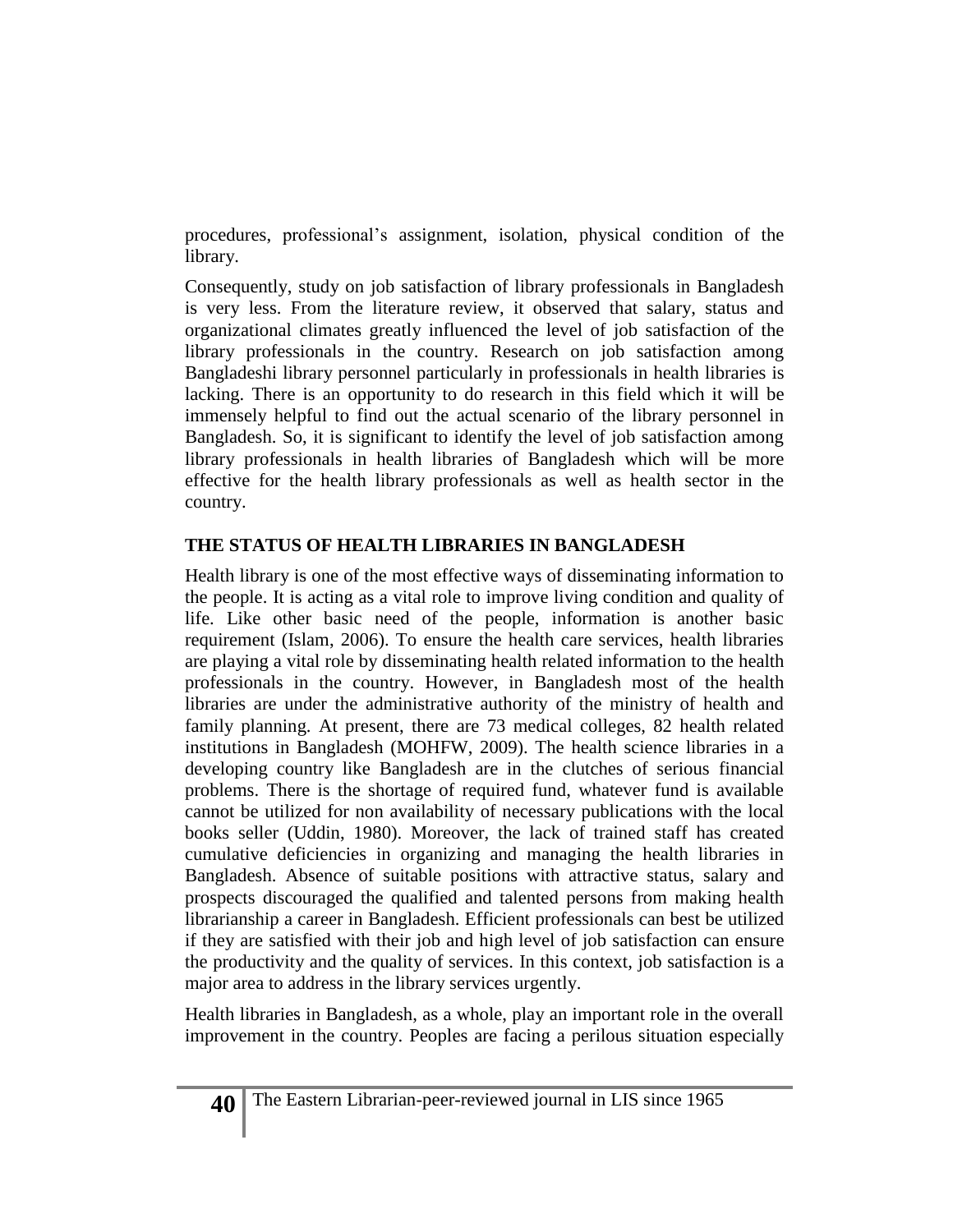procedures, professional's assignment, isolation, physical condition of the library.

Consequently, study on job satisfaction of library professionals in Bangladesh is very less. From the literature review, it observed that salary, status and organizational climates greatly influenced the level of job satisfaction of the library professionals in the country. Research on job satisfaction among Bangladeshi library personnel particularly in professionals in health libraries is lacking. There is an opportunity to do research in this field which it will be immensely helpful to find out the actual scenario of the library personnel in Bangladesh. So, it is significant to identify the level of job satisfaction among library professionals in health libraries of Bangladesh which will be more effective for the health library professionals as well as health sector in the country.

## THE STATUS OF HEALTH LIBRARIES IN BANGLADESH

Health library is one of the most effective ways of disseminating information to the people. It is acting as a vital role to improve living condition and quality of life. Like other basic need of the people, information is another basic requirement (Islam, 2006). To ensure the health care services, health libraries are playing a vital role by disseminating health related information to the health professionals in the country. However, in Bangladesh most of the health libraries are under the administrative authority of the ministry of health and family planning. At present, there are 73 medical colleges, 82 health related institutions in Bangladesh (MOHFW, 2009). The health science libraries in a developing country like Bangladesh are in the clutches of serious financial problems. There is the shortage of required fund, whatever fund is available cannot be utilized for non availability of necessary publications with the local books seller (Uddin, 1980). Moreover, the lack of trained staff has created cumulative deficiencies in organizing and managing the health libraries in Bangladesh. Absence of suitable positions with attractive status, salary and prospects discouraged the qualified and talented persons from making health librarianship a career in Bangladesh. Efficient professionals can best be utilized if they are satisfied with their job and high level of job satisfaction can ensure the productivity and the quality of services. In this context, job satisfaction is a major area to address in the library services urgently.

Health libraries in Bangladesh, as a whole, play an important role in the overall improvement in the country. Peoples are facing a perilous situation especially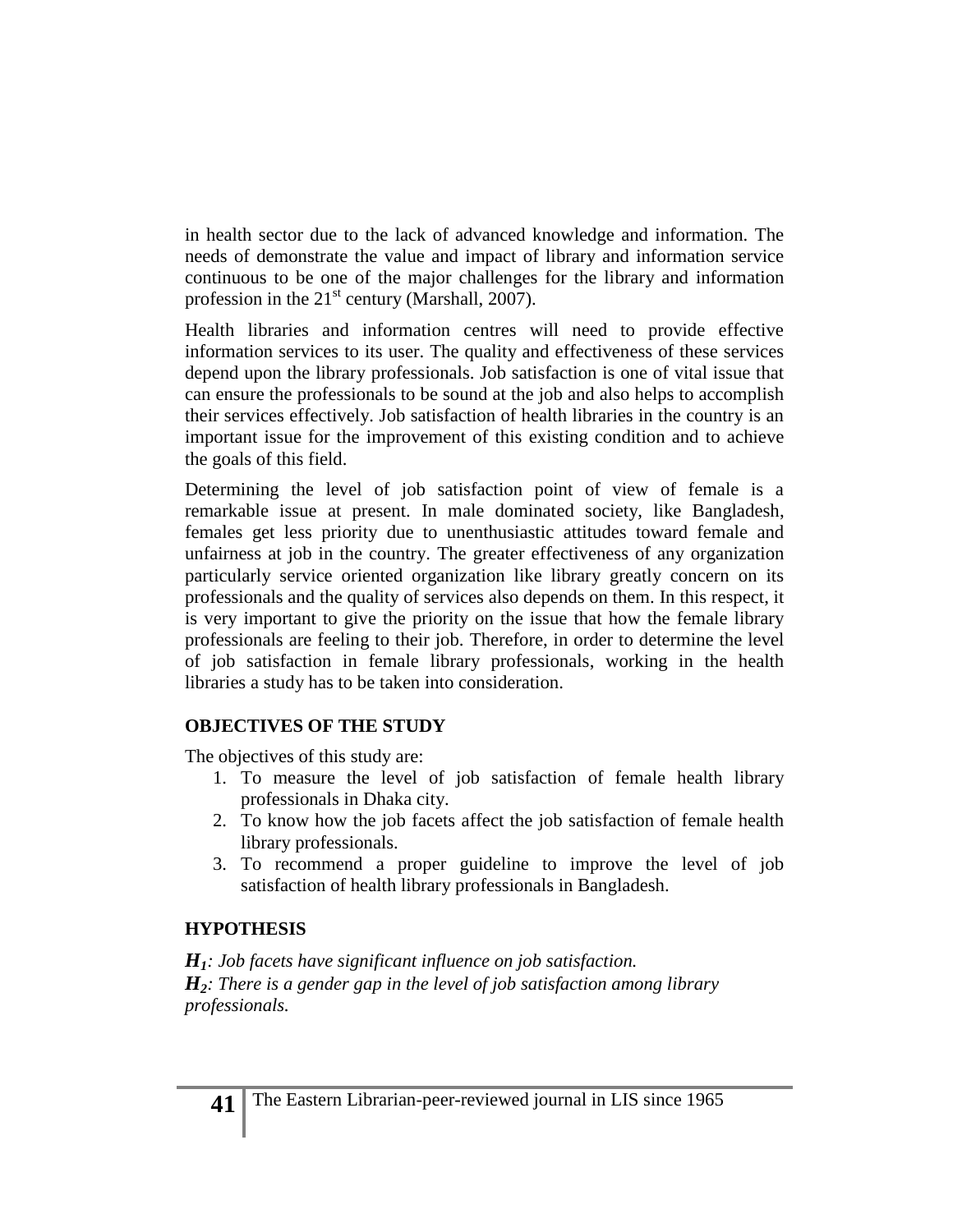in health sector due to the lack of advanced knowledge and information. The needs of demonstrate the value and impact of library and information service continuous to be one of the major challenges for the library and information profession in the 21st century (Marshall, 2007).

Health libraries and information centres will need to provide effective information services to its user. The quality and effectiveness of these services depend upon the library professionals. Job satisfaction is one of vital issue that can ensure the professionals to be sound at the job and also helps to accomplish their services effectively. Job satisfaction of health libraries in the country is an important issue for the improvement of this existing condition and to achieve the goals of this field.

Determining the level of job satisfaction point of view of female is a remarkable issue at present. In male dominated society, like Bangladesh, females get less priority due to unenthusiastic attitudes toward female and unfairness at job in the country. The greater effectiveness of any organization particularly service oriented organization like library greatly concern on its professionals and the quality of services also depends on them. In this respect, it is very important to give the priority on the issue that how the female library professionals are feeling to their job. Therefore, in order to determine the level of job satisfaction in female library professionals, working in the health libraries a study has to be taken into consideration.

## OBJECTIVES OF THE STUDY

The objectives of this study are:

1. To measure the level of job satisfaction of female health library professionals in Dhaka city.
2. To know how the job facets affect the job satisfaction of female health library professionals.
3. To recommend a proper guideline to improve the level of job satisfaction of health library professionals in Bangladesh.

## HYPOTHESIS

***$H_1$**: Job facets have significant influence on job satisfaction.*
***$H_2$**: There is a gender gap in the level of job satisfaction among library professionals.*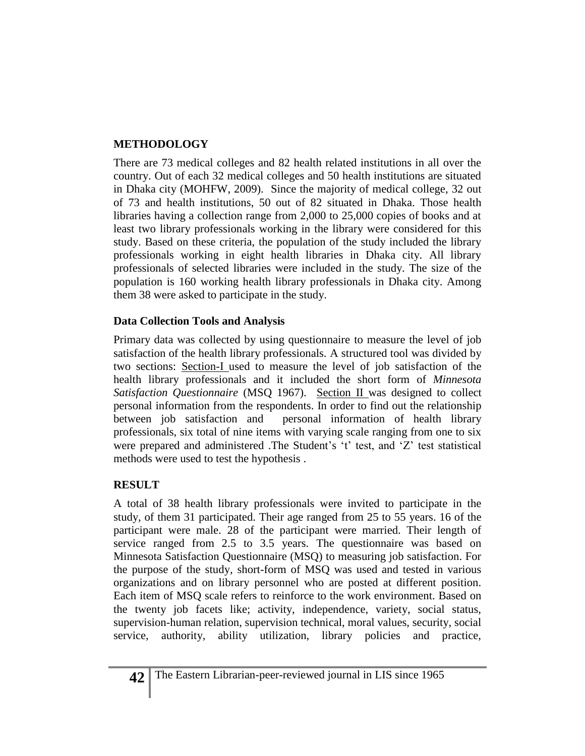## METHODOLOGY

There are 73 medical colleges and 82 health related institutions in all over the country. Out of each 32 medical colleges and 50 health institutions are situated in Dhaka city (MOHFW, 2009). Since the majority of medical college, 32 out of 73 and health institutions, 50 out of 82 situated in Dhaka. Those health libraries having a collection range from 2,000 to 25,000 copies of books and at least two library professionals working in the library were considered for this study. Based on these criteria, the population of the study included the library professionals working in eight health libraries in Dhaka city. All library professionals of selected libraries were included in the study. The size of the population is 160 working health library professionals in Dhaka city. Among them 38 were asked to participate in the study.

### Data Collection Tools and Analysis

Primary data was collected by using questionnaire to measure the level of job satisfaction of the health library professionals. A structured tool was divided by two sections: Section-I used to measure the level of job satisfaction of the health library professionals and it included the short form of *Minnesota Satisfaction Questionnaire* (MSQ 1967). Section II was designed to collect personal information from the respondents. In order to find out the relationship between job satisfaction and personal information of health library professionals, six total of nine items with varying scale ranging from one to six were prepared and administered .The Student's 't' test, and 'Z' test statistical methods were used to test the hypothesis .

## RESULT

A total of 38 health library professionals were invited to participate in the study, of them 31 participated. Their age ranged from 25 to 55 years. 16 of the participant were male. 28 of the participant were married. Their length of service ranged from 2.5 to 3.5 years. The questionnaire was based on Minnesota Satisfaction Questionnaire (MSQ) to measuring job satisfaction. For the purpose of the study, short-form of MSQ was used and tested in various organizations and on library personnel who are posted at different position. Each item of MSQ scale refers to reinforce to the work environment. Based on the twenty job facets like; activity, independence, variety, social status, supervision-human relation, supervision technical, moral values, security, social service, authority, ability utilization, library policies and practice,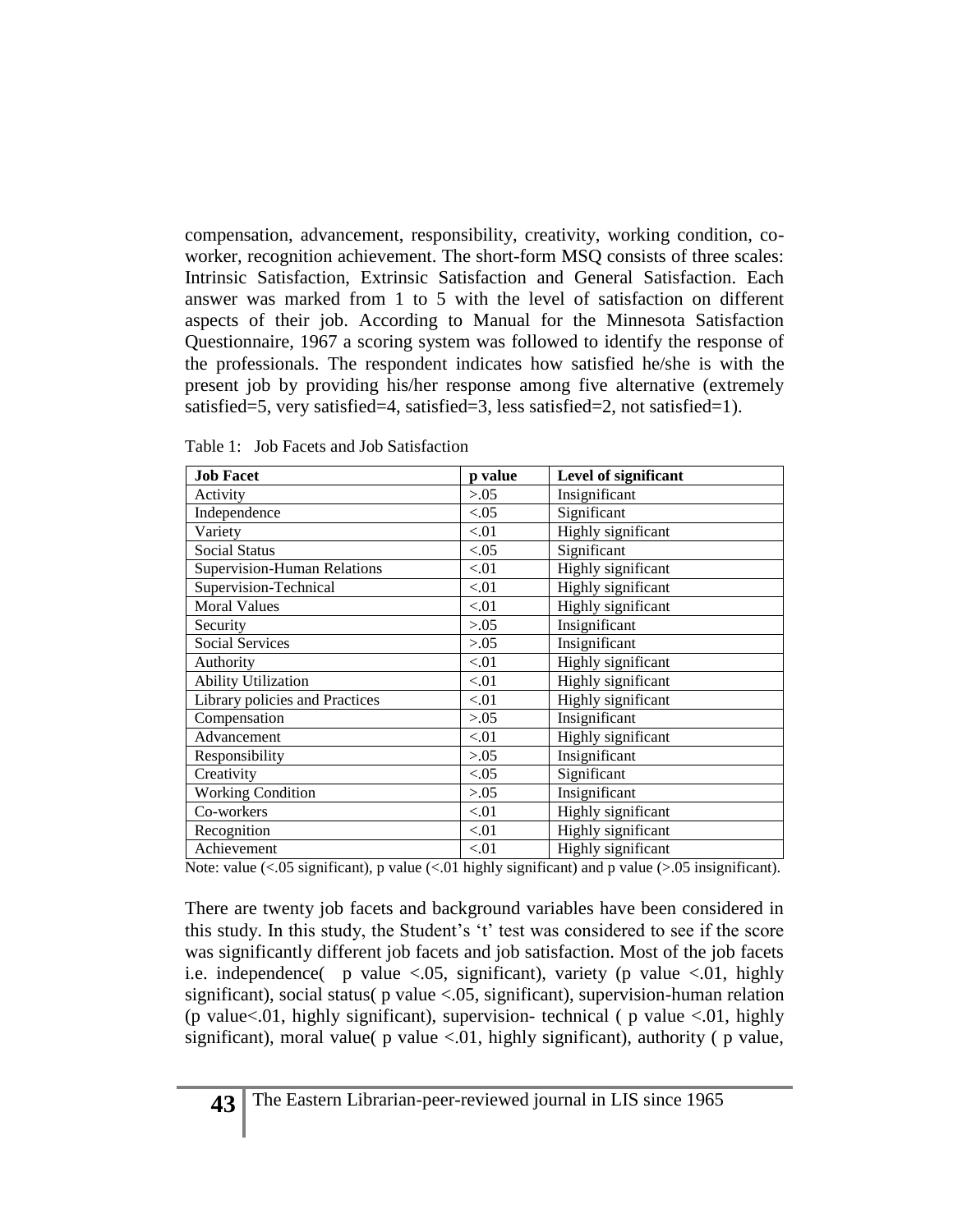compensation, advancement, responsibility, creativity, working condition, co-worker, recognition achievement. The short-form MSQ consists of three scales: Intrinsic Satisfaction, Extrinsic Satisfaction and General Satisfaction. Each answer was marked from 1 to 5 with the level of satisfaction on different aspects of their job. According to Manual for the Minnesota Satisfaction Questionnaire, 1967 a scoring system was followed to identify the response of the professionals. The respondent indicates how satisfied he/she is with the present job by providing his/her response among five alternative (extremely satisfied=5, very satisfied=4, satisfied=3, less satisfied=2, not satisfied=1).

Table 1: Job Facets and Job Satisfaction

| **Job Facet** | **p value** | **Level of significant** |
|---|---|---|
| Activity | >.05 | Insignificant |
| Independence | <.05 | Significant |
| Variety | <.01 | Highly significant |
| Social Status | <.05 | Significant |
| Supervision-Human Relations | <.01 | Highly significant |
| Supervision-Technical | <.01 | Highly significant |
| Moral Values | <.01 | Highly significant |
| Security | >.05 | Insignificant |
| Social Services | >.05 | Insignificant |
| Authority | <.01 | Highly significant |
| Ability Utilization | <.01 | Highly significant |
| Library policies and Practices | <.01 | Highly significant |
| Compensation | >.05 | Insignificant |
| Advancement | <.01 | Highly significant |
| Responsibility | >.05 | Insignificant |
| Creativity | <.05 | Significant |
| Working Condition | >.05 | Insignificant |
| Co-workers | <.01 | Highly significant |
| Recognition | <.01 | Highly significant |
| Achievement | <.01 | Highly significant |

Note: value (<.05 significant), p value (<.01 highly significant) and p value (>.05 insignificant).

There are twenty job facets and background variables have been considered in this study. In this study, the Student's 't' test was considered to see if the score was significantly different job facets and job satisfaction. Most of the job facets i.e. independence( p value <.05, significant), variety (p value <.01, highly significant), social status( p value <.05, significant), supervision-human relation (p value<.01, highly significant), supervision- technical ( p value <.01, highly significant), moral value( p value <.01, highly significant), authority ( p value,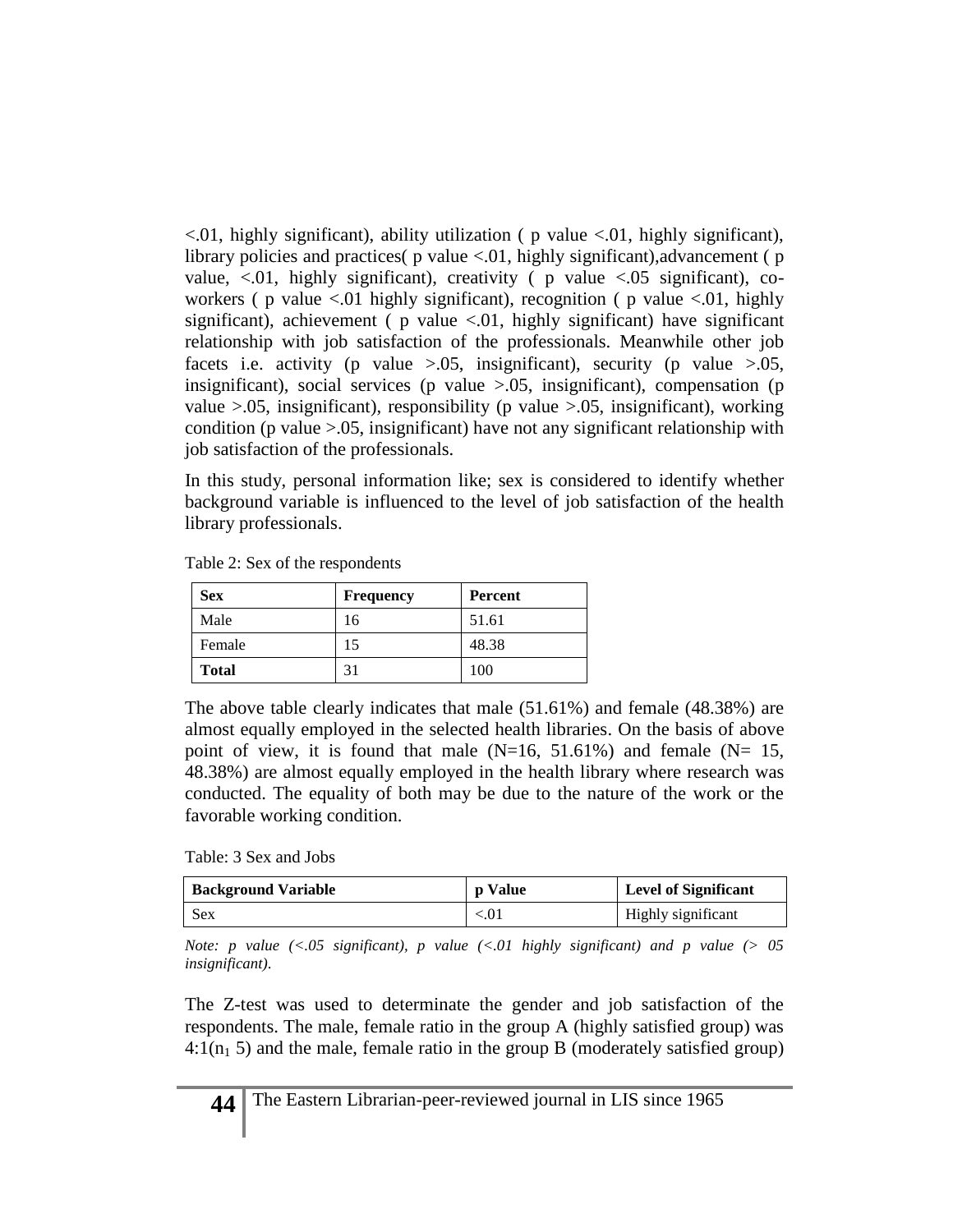<.01, highly significant), ability utilization ( p value <.01, highly significant), library policies and practices( p value <.01, highly significant),advancement ( p value, <.01, highly significant), creativity ( p value <.05 significant), co-workers ( p value <.01 highly significant), recognition ( p value <.01, highly significant), achievement ( p value <.01, highly significant) have significant relationship with job satisfaction of the professionals. Meanwhile other job facets i.e. activity (p value >.05, insignificant), security (p value >.05, insignificant), social services (p value >.05, insignificant), compensation (p value >.05, insignificant), responsibility (p value >.05, insignificant), working condition (p value >.05, insignificant) have not any significant relationship with job satisfaction of the professionals.

In this study, personal information like; sex is considered to identify whether background variable is influenced to the level of job satisfaction of the health library professionals.

Table 2: Sex of the respondents

| Sex | Frequency | Percent |
|---|---|---|
| Male | 16 | 51.61 |
| Female | 15 | 48.38 |
| **Total** | 31 | 100 |

The above table clearly indicates that male (51.61%) and female (48.38%) are almost equally employed in the selected health libraries. On the basis of above point of view, it is found that male (N=16, 51.61%) and female (N= 15, 48.38%) are almost equally employed in the health library where research was conducted. The equality of both may be due to the nature of the work or the favorable working condition.

Table: 3 Sex and Jobs

| Background Variable | p Value | Level of Significant |
|---|---|---|
| Sex | <.01 | Highly significant |

*Note: p value (<.05 significant), p value (<.01 highly significant) and p value (> 05 insignificant).*

The Z-test was used to determinate the gender and job satisfaction of the respondents. The male, female ratio in the group A (highly satisfied group) was 4:1($n_1$ 5) and the male, female ratio in the group B (moderately satisfied group)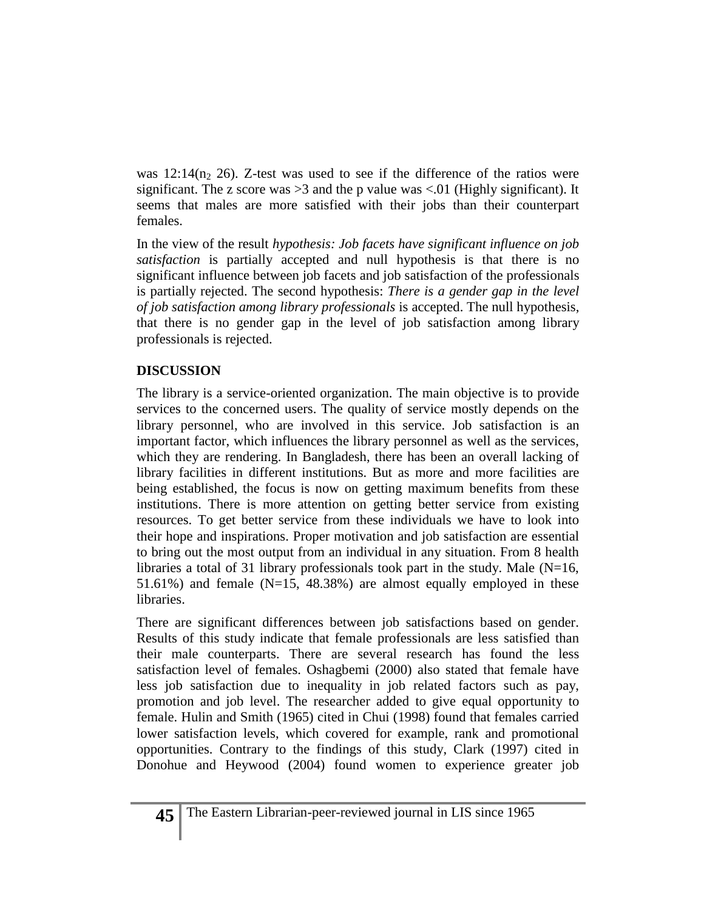was 12:14($n_2$ 26). Z-test was used to see if the difference of the ratios were significant. The z score was >3 and the p value was <.01 (Highly significant). It seems that males are more satisfied with their jobs than their counterpart females.

In the view of the result *hypothesis: Job facets have significant influence on job satisfaction* is partially accepted and null hypothesis is that there is no significant influence between job facets and job satisfaction of the professionals is partially rejected. The second hypothesis: *There is a gender gap in the level of job satisfaction among library professionals* is accepted. The null hypothesis, that there is no gender gap in the level of job satisfaction among library professionals is rejected.

## DISCUSSION

The library is a service-oriented organization. The main objective is to provide services to the concerned users. The quality of service mostly depends on the library personnel, who are involved in this service. Job satisfaction is an important factor, which influences the library personnel as well as the services, which they are rendering. In Bangladesh, there has been an overall lacking of library facilities in different institutions. But as more and more facilities are being established, the focus is now on getting maximum benefits from these institutions. There is more attention on getting better service from existing resources. To get better service from these individuals we have to look into their hope and inspirations. Proper motivation and job satisfaction are essential to bring out the most output from an individual in any situation. From 8 health libraries a total of 31 library professionals took part in the study. Male (N=16, 51.61%) and female (N=15, 48.38%) are almost equally employed in these libraries.

There are significant differences between job satisfactions based on gender. Results of this study indicate that female professionals are less satisfied than their male counterparts. There are several research has found the less satisfaction level of females. Oshagbemi (2000) also stated that female have less job satisfaction due to inequality in job related factors such as pay, promotion and job level. The researcher added to give equal opportunity to female. Hulin and Smith (1965) cited in Chui (1998) found that females carried lower satisfaction levels, which covered for example, rank and promotional opportunities. Contrary to the findings of this study, Clark (1997) cited in Donohue and Heywood (2004) found women to experience greater job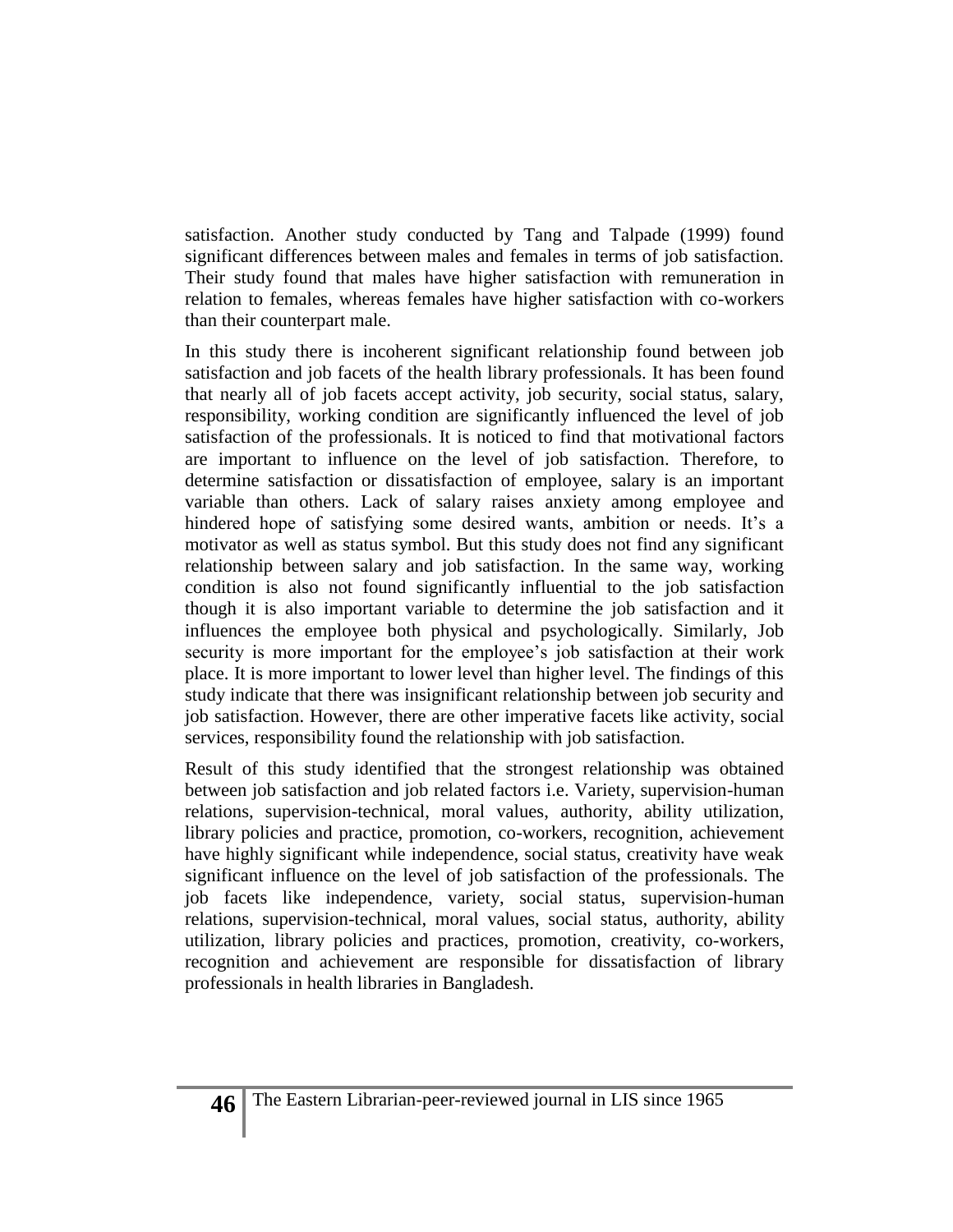satisfaction. Another study conducted by Tang and Talpade (1999) found significant differences between males and females in terms of job satisfaction. Their study found that males have higher satisfaction with remuneration in relation to females, whereas females have higher satisfaction with co-workers than their counterpart male.

In this study there is incoherent significant relationship found between job satisfaction and job facets of the health library professionals. It has been found that nearly all of job facets accept activity, job security, social status, salary, responsibility, working condition are significantly influenced the level of job satisfaction of the professionals. It is noticed to find that motivational factors are important to influence on the level of job satisfaction. Therefore, to determine satisfaction or dissatisfaction of employee, salary is an important variable than others. Lack of salary raises anxiety among employee and hindered hope of satisfying some desired wants, ambition or needs. It's a motivator as well as status symbol. But this study does not find any significant relationship between salary and job satisfaction. In the same way, working condition is also not found significantly influential to the job satisfaction though it is also important variable to determine the job satisfaction and it influences the employee both physical and psychologically. Similarly, Job security is more important for the employee's job satisfaction at their work place. It is more important to lower level than higher level. The findings of this study indicate that there was insignificant relationship between job security and job satisfaction. However, there are other imperative facets like activity, social services, responsibility found the relationship with job satisfaction.

Result of this study identified that the strongest relationship was obtained between job satisfaction and job related factors i.e. Variety, supervision-human relations, supervision-technical, moral values, authority, ability utilization, library policies and practice, promotion, co-workers, recognition, achievement have highly significant while independence, social status, creativity have weak significant influence on the level of job satisfaction of the professionals. The job facets like independence, variety, social status, supervision-human relations, supervision-technical, moral values, social status, authority, ability utilization, library policies and practices, promotion, creativity, co-workers, recognition and achievement are responsible for dissatisfaction of library professionals in health libraries in Bangladesh.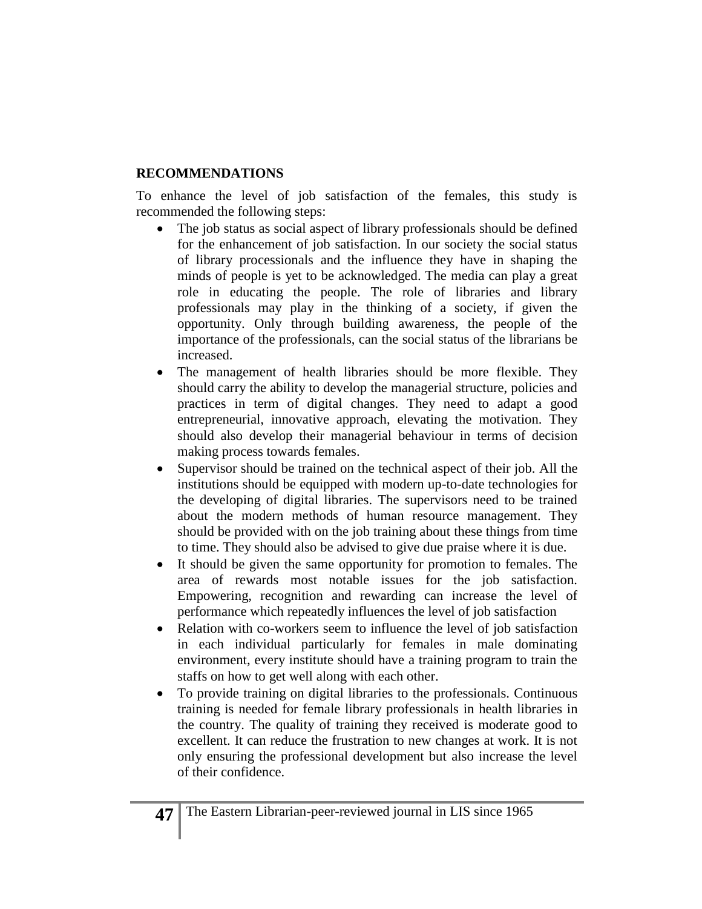## RECOMMENDATIONS

To enhance the level of job satisfaction of the females, this study is recommended the following steps:

- The job status as social aspect of library professionals should be defined for the enhancement of job satisfaction. In our society the social status of library processionals and the influence they have in shaping the minds of people is yet to be acknowledged. The media can play a great role in educating the people. The role of libraries and library professionals may play in the thinking of a society, if given the opportunity. Only through building awareness, the people of the importance of the professionals, can the social status of the librarians be increased.
- The management of health libraries should be more flexible. They should carry the ability to develop the managerial structure, policies and practices in term of digital changes. They need to adapt a good entrepreneurial, innovative approach, elevating the motivation. They should also develop their managerial behaviour in terms of decision making process towards females.
- Supervisor should be trained on the technical aspect of their job. All the institutions should be equipped with modern up-to-date technologies for the developing of digital libraries. The supervisors need to be trained about the modern methods of human resource management. They should be provided with on the job training about these things from time to time. They should also be advised to give due praise where it is due.
- It should be given the same opportunity for promotion to females. The area of rewards most notable issues for the job satisfaction. Empowering, recognition and rewarding can increase the level of performance which repeatedly influences the level of job satisfaction
- Relation with co-workers seem to influence the level of job satisfaction in each individual particularly for females in male dominating environment, every institute should have a training program to train the staffs on how to get well along with each other.
- To provide training on digital libraries to the professionals. Continuous training is needed for female library professionals in health libraries in the country. The quality of training they received is moderate good to excellent. It can reduce the frustration to new changes at work. It is not only ensuring the professional development but also increase the level of their confidence.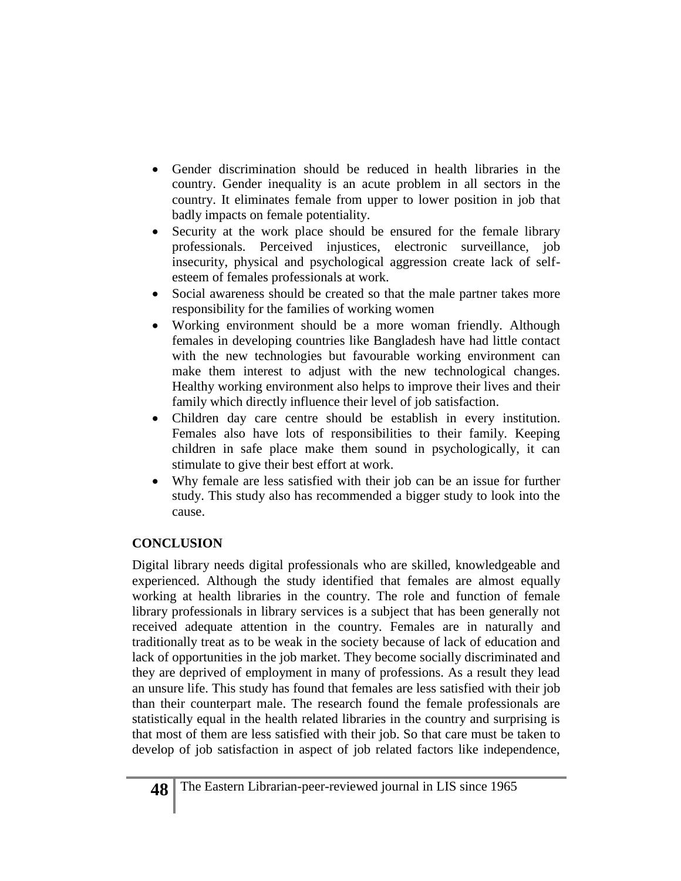- Gender discrimination should be reduced in health libraries in the country. Gender inequality is an acute problem in all sectors in the country. It eliminates female from upper to lower position in job that badly impacts on female potentiality.
- Security at the work place should be ensured for the female library professionals. Perceived injustices, electronic surveillance, job insecurity, physical and psychological aggression create lack of self-esteem of females professionals at work.
- Social awareness should be created so that the male partner takes more responsibility for the families of working women
- Working environment should be a more woman friendly. Although females in developing countries like Bangladesh have had little contact with the new technologies but favourable working environment can make them interest to adjust with the new technological changes. Healthy working environment also helps to improve their lives and their family which directly influence their level of job satisfaction.
- Children day care centre should be establish in every institution. Females also have lots of responsibilities to their family. Keeping children in safe place make them sound in psychologically, it can stimulate to give their best effort at work.
- Why female are less satisfied with their job can be an issue for further study. This study also has recommended a bigger study to look into the cause.

## CONCLUSION

Digital library needs digital professionals who are skilled, knowledgeable and experienced. Although the study identified that females are almost equally working at health libraries in the country. The role and function of female library professionals in library services is a subject that has been generally not received adequate attention in the country. Females are in naturally and traditionally treat as to be weak in the society because of lack of education and lack of opportunities in the job market. They become socially discriminated and they are deprived of employment in many of professions. As a result they lead an unsure life. This study has found that females are less satisfied with their job than their counterpart male. The research found the female professionals are statistically equal in the health related libraries in the country and surprising is that most of them are less satisfied with their job. So that care must be taken to develop of job satisfaction in aspect of job related factors like independence,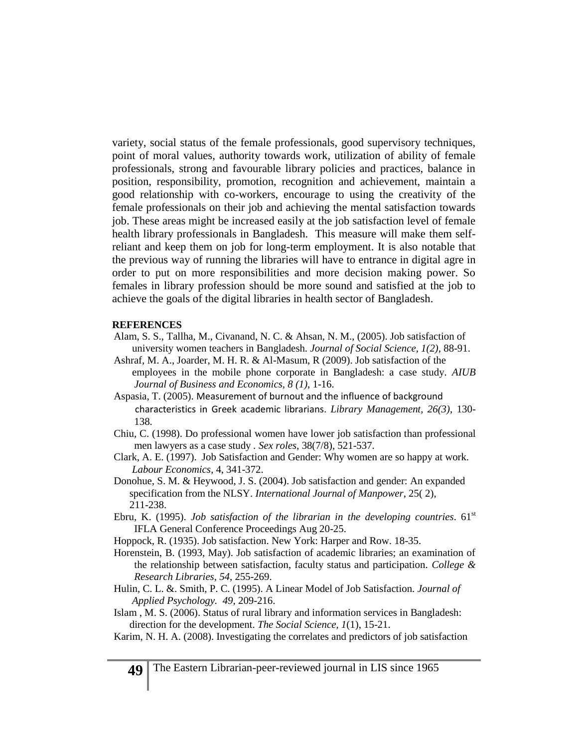variety, social status of the female professionals, good supervisory techniques, point of moral values, authority towards work, utilization of ability of female professionals, strong and favourable library policies and practices, balance in position, responsibility, promotion, recognition and achievement, maintain a good relationship with co-workers, encourage to using the creativity of the female professionals on their job and achieving the mental satisfaction towards job. These areas might be increased easily at the job satisfaction level of female health library professionals in Bangladesh. This measure will make them self-reliant and keep them on job for long-term employment. It is also notable that the previous way of running the libraries will have to entrance in digital agre in order to put on more responsibilities and more decision making power. So females in library profession should be more sound and satisfied at the job to achieve the goals of the digital libraries in health sector of Bangladesh.

**REFERENCES**

Alam, S. S., Tallha, M., Civanand, N. C. & Ahsan, N. M., (2005). Job satisfaction of university women teachers in Bangladesh. *Journal of Social Science, 1(2)*, 88-91.

Ashraf, M. A., Joarder, M. H. R. & Al-Masum, R (2009). Job satisfaction of the employees in the mobile phone corporate in Bangladesh: a case study. *AIUB Journal of Business and Economics, 8 (1)*, 1-16.

Aspasia, T. (2005). Measurement of burnout and the influence of background characteristics in Greek academic librarians. *Library Management, 26(3)*, 130-138.

Chiu, C. (1998). Do professional women have lower job satisfaction than professional men lawyers as a case study . *Sex roles*, 38(7/8), 521-537.

Clark, A. E. (1997). Job Satisfaction and Gender: Why women are so happy at work. *Labour Economics*, 4, 341-372.

Donohue, S. M. & Heywood, J. S. (2004). Job satisfaction and gender: An expanded specification from the NLSY. *International Journal of Manpower*, 25( 2), 211-238.

Ebru, K. (1995). *Job satisfaction of the librarian in the developing countries*. 61st IFLA General Conference Proceedings Aug 20-25.

Hoppock, R. (1935). Job satisfaction. New York: Harper and Row. 18-35.

Horenstein, B. (1993, May). Job satisfaction of academic libraries; an examination of the relationship between satisfaction, faculty status and participation. *College & Research Libraries*, *54*, 255-269.

Hulin, C. L. &. Smith, P. C. (1995). A Linear Model of Job Satisfaction. *Journal of Applied Psychology. 49*, 209-216.

Islam , M. S. (2006). Status of rural library and information services in Bangladesh: direction for the development. *The Social Science, 1*(1), 15-21.

Karim, N. H. A. (2008). Investigating the correlates and predictors of job satisfaction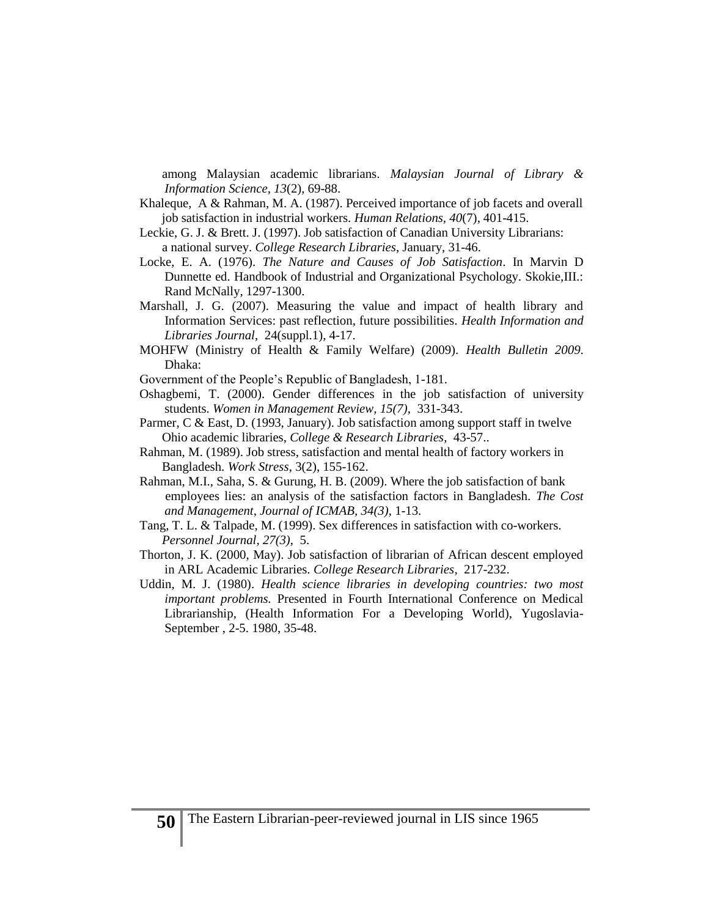among Malaysian academic librarians. *Malaysian Journal of Library & Information Science, 13*(2), 69-88.

Khaleque, A & Rahman, M. A. (1987). Perceived importance of job facets and overall job satisfaction in industrial workers. *Human Relations, 40*(7), 401-415.

Leckie, G. J. & Brett. J. (1997). Job satisfaction of Canadian University Librarians: a national survey. *College Research Libraries*, January, 31-46.

Locke, E. A. (1976). *The Nature and Causes of Job Satisfaction*. In Marvin D Dunnette ed. Handbook of Industrial and Organizational Psychology. Skokie,III.: Rand McNally, 1297-1300.

Marshall, J. G. (2007). Measuring the value and impact of health library and Information Services: past reflection, future possibilities. *Health Information and Libraries Journal*, 24(suppl.1), 4-17.

MOHFW (Ministry of Health & Family Welfare) (2009). *Health Bulletin 2009*. Dhaka:

Government of the People's Republic of Bangladesh, 1-181.

Oshagbemi, T. (2000). Gender differences in the job satisfaction of university students. *Women in Management Review, 15(7)*, 331-343.

Parmer, C & East, D. (1993, January). Job satisfaction among support staff in twelve Ohio academic libraries, *College & Research Libraries*, 43-57..

Rahman, M. (1989). Job stress, satisfaction and mental health of factory workers in Bangladesh. *Work Stress*, 3(2), 155-162.

Rahman, M.I., Saha, S. & Gurung, H. B. (2009). Where the job satisfaction of bank employees lies: an analysis of the satisfaction factors in Bangladesh. *The Cost and Management, Journal of ICMAB, 34(3)*, 1-13.

Tang, T. L. & Talpade, M. (1999). Sex differences in satisfaction with co-workers. *Personnel Journal, 27(3)*, 5.

Thorton, J. K. (2000, May). Job satisfaction of librarian of African descent employed in ARL Academic Libraries. *College Research Libraries*, 217-232.

Uddin, M. J. (1980). *Health science libraries in developing countries: two most important problems.* Presented in Fourth International Conference on Medical Librarianship, (Health Information For a Developing World), Yugoslavia-September , 2-5. 1980, 35-48.